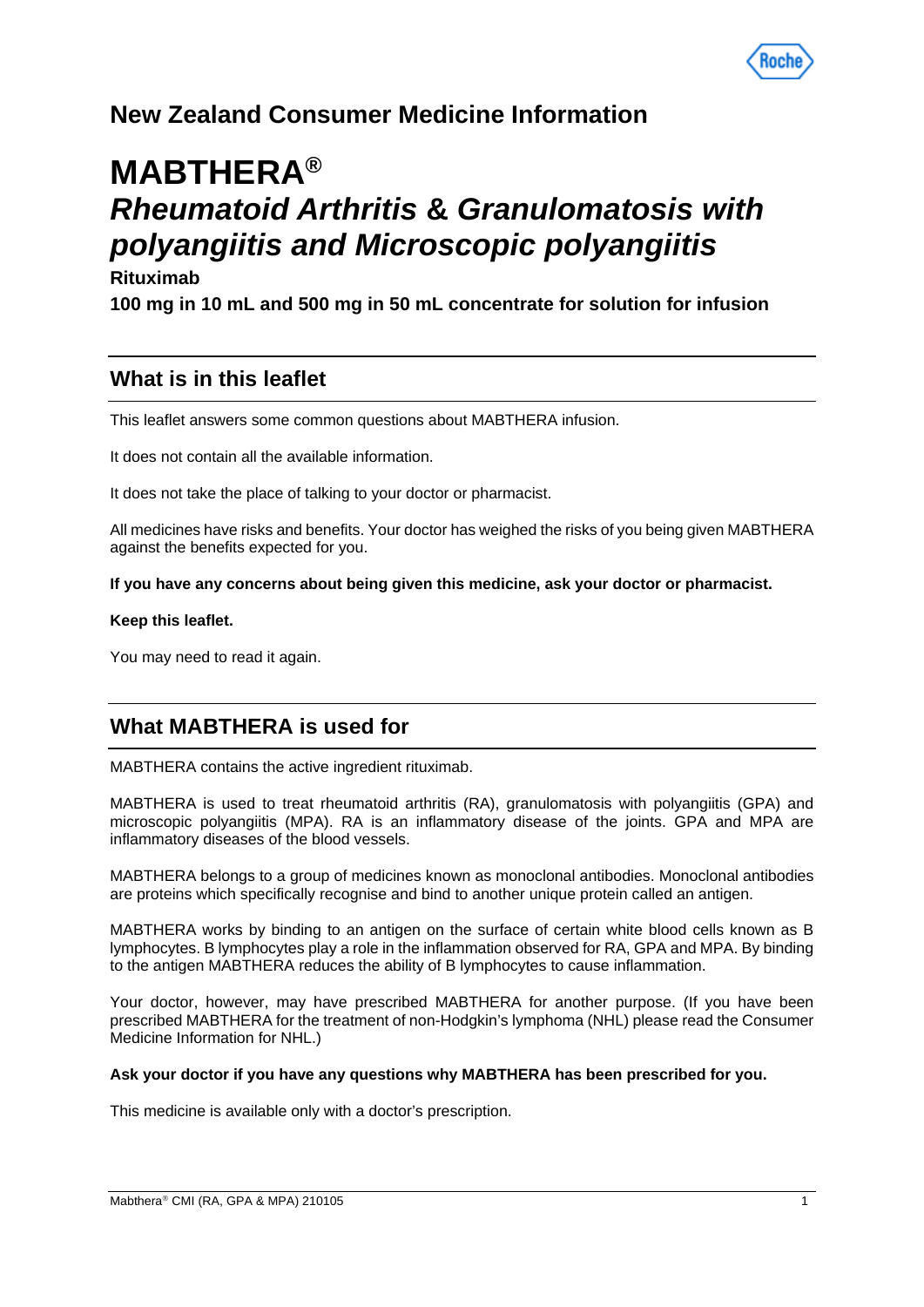## New Zealand Consumer Medicine Information

# MABTHERA®

# *Rheumatoid Arthritis & Granulomatosis with polyangiitis and Microscopic polyangiitis*

**Rituximab**

**100 mg in 10 mL and 500 mg in 50 mL concentrate for solution for infusion**

## What is in this leaflet

This leaflet answers some common questions about MABTHERA infusion.

It does not contain all the available information.

It does not take the place of talking to your doctor or pharmacist.

All medicines have risks and benefits. Your doctor has weighed the risks of you being given MABTHERA against the benefits expected for you.

**If you have any concerns about being given this medicine, ask your doctor or pharmacist.**

**Keep this leaflet.**

You may need to read it again.

## What MABTHERA is used for

MABTHERA contains the active ingredient rituximab.

MABTHERA is used to treat rheumatoid arthritis (RA), granulomatosis with polyangiitis (GPA) and microscopic polyangiitis (MPA). RA is an inflammatory disease of the joints. GPA and MPA are inflammatory diseases of the blood vessels.

MABTHERA belongs to a group of medicines known as monoclonal antibodies. Monoclonal antibodies are proteins which specifically recognise and bind to another unique protein called an antigen.

MABTHERA works by binding to an antigen on the surface of certain white blood cells known as B lymphocytes. B lymphocytes play a role in the inflammation observed for RA, GPA and MPA. By binding to the antigen MABTHERA reduces the ability of B lymphocytes to cause inflammation.

Your doctor, however, may have prescribed MABTHERA for another purpose. (If you have been prescribed MABTHERA for the treatment of non-Hodgkin's lymphoma (NHL) please read the Consumer Medicine Information for NHL.)

**Ask your doctor if you have any questions why MABTHERA has been prescribed for you.**

This medicine is available only with a doctor's prescription.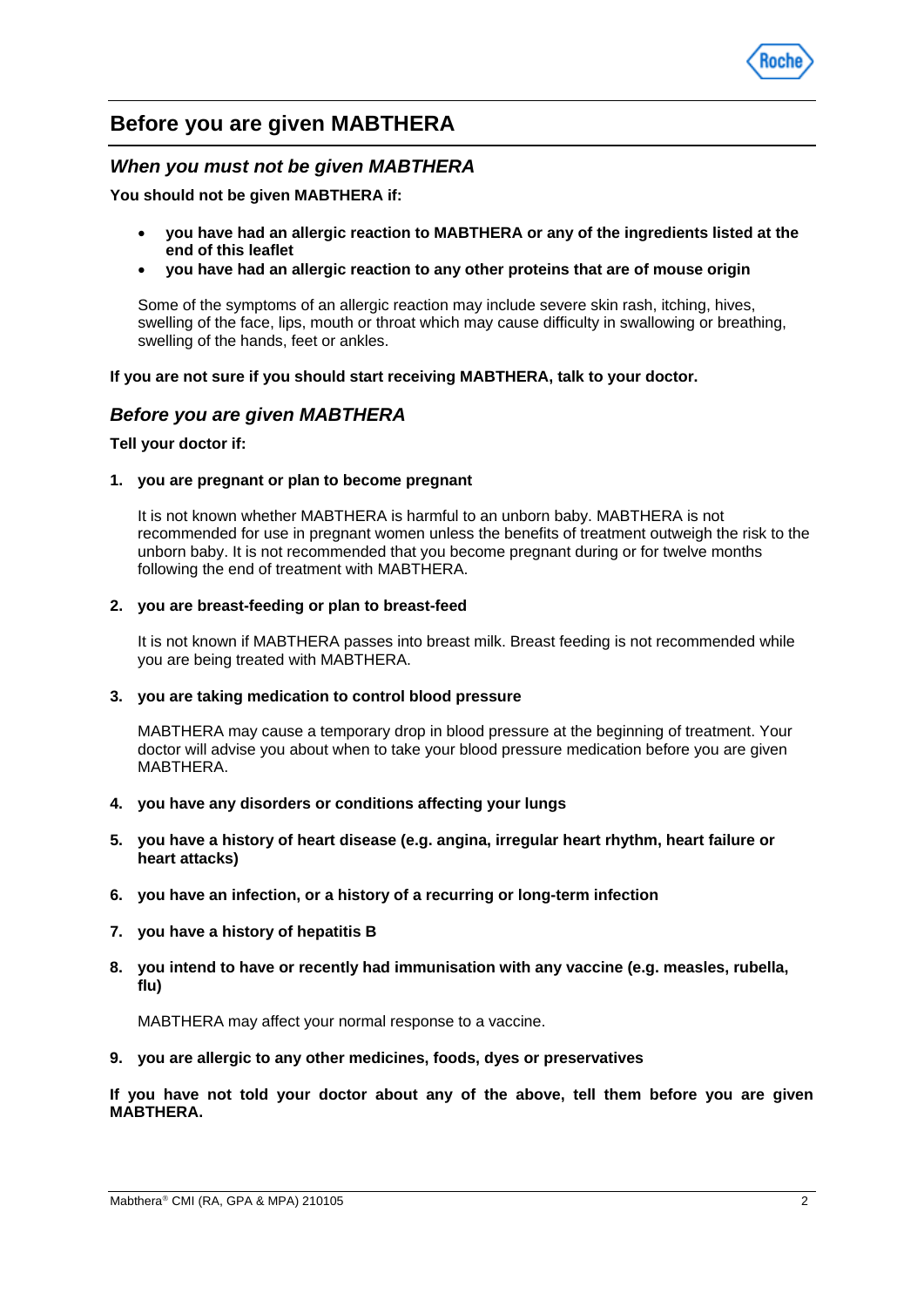## Before you are given MABTHERA

### *When you must not be given MABTHERA*

**You should not be given MABTHERA if:**

- **you have had an allergic reaction to MABTHERA or any of the ingredients listed at the end of this leaflet**
- **you have had an allergic reaction to any other proteins that are of mouse origin**

Some of the symptoms of an allergic reaction may include severe skin rash, itching, hives, swelling of the face, lips, mouth or throat which may cause difficulty in swallowing or breathing, swelling of the hands, feet or ankles.

**If you are not sure if you should start receiving MABTHERA, talk to your doctor.**

### *Before you are given MABTHERA*

**Tell your doctor if:**

1. **you are pregnant or plan to become pregnant**

   It is not known whether MABTHERA is harmful to an unborn baby. MABTHERA is not recommended for use in pregnant women unless the benefits of treatment outweigh the risk to the unborn baby. It is not recommended that you become pregnant during or for twelve months following the end of treatment with MABTHERA.

2. **you are breast-feeding or plan to breast-feed**

   It is not known if MABTHERA passes into breast milk. Breast feeding is not recommended while you are being treated with MABTHERA.

3. **you are taking medication to control blood pressure**

   MABTHERA may cause a temporary drop in blood pressure at the beginning of treatment. Your doctor will advise you about when to take your blood pressure medication before you are given MABTHERA.

4. **you have any disorders or conditions affecting your lungs**

5. **you have a history of heart disease (e.g. angina, irregular heart rhythm, heart failure or heart attacks)**

6. **you have an infection, or a history of a recurring or long-term infection**

7. **you have a history of hepatitis B**

8. **you intend to have or recently had immunisation with any vaccine (e.g. measles, rubella, flu)**

   MABTHERA may affect your normal response to a vaccine.

9. **you are allergic to any other medicines, foods, dyes or preservatives**

**If you have not told your doctor about any of the above, tell them before you are given MABTHERA.**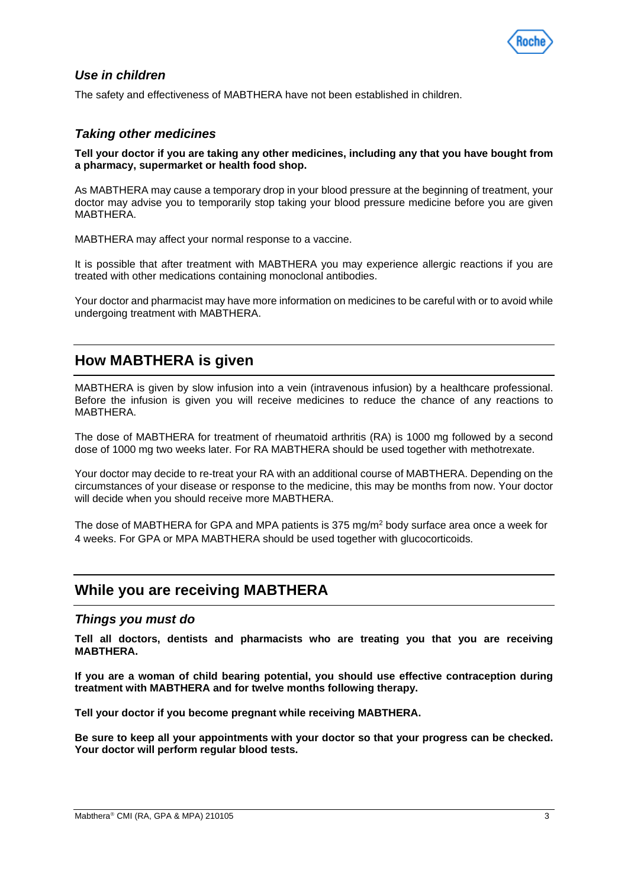### *Use in children*

The safety and effectiveness of MABTHERA have not been established in children.

### *Taking other medicines*

**Tell your doctor if you are taking any other medicines, including any that you have bought from a pharmacy, supermarket or health food shop.**

As MABTHERA may cause a temporary drop in your blood pressure at the beginning of treatment, your doctor may advise you to temporarily stop taking your blood pressure medicine before you are given MABTHERA.

MABTHERA may affect your normal response to a vaccine.

It is possible that after treatment with MABTHERA you may experience allergic reactions if you are treated with other medications containing monoclonal antibodies.

Your doctor and pharmacist may have more information on medicines to be careful with or to avoid while undergoing treatment with MABTHERA.

## How MABTHERA is given

MABTHERA is given by slow infusion into a vein (intravenous infusion) by a healthcare professional. Before the infusion is given you will receive medicines to reduce the chance of any reactions to MABTHERA.

The dose of MABTHERA for treatment of rheumatoid arthritis (RA) is 1000 mg followed by a second dose of 1000 mg two weeks later. For RA MABTHERA should be used together with methotrexate.

Your doctor may decide to re-treat your RA with an additional course of MABTHERA. Depending on the circumstances of your disease or response to the medicine, this may be months from now. Your doctor will decide when you should receive more MABTHERA.

The dose of MABTHERA for GPA and MPA patients is 375 $mg/m^2$ body surface area once a week for 4 weeks. For GPA or MPA MABTHERA should be used together with glucocorticoids.

## While you are receiving MABTHERA

### *Things you must do*

**Tell all doctors, dentists and pharmacists who are treating you that you are receiving MABTHERA.**

**If you are a woman of child bearing potential, you should use effective contraception during treatment with MABTHERA and for twelve months following therapy.**

**Tell your doctor if you become pregnant while receiving MABTHERA.**

**Be sure to keep all your appointments with your doctor so that your progress can be checked. Your doctor will perform regular blood tests.**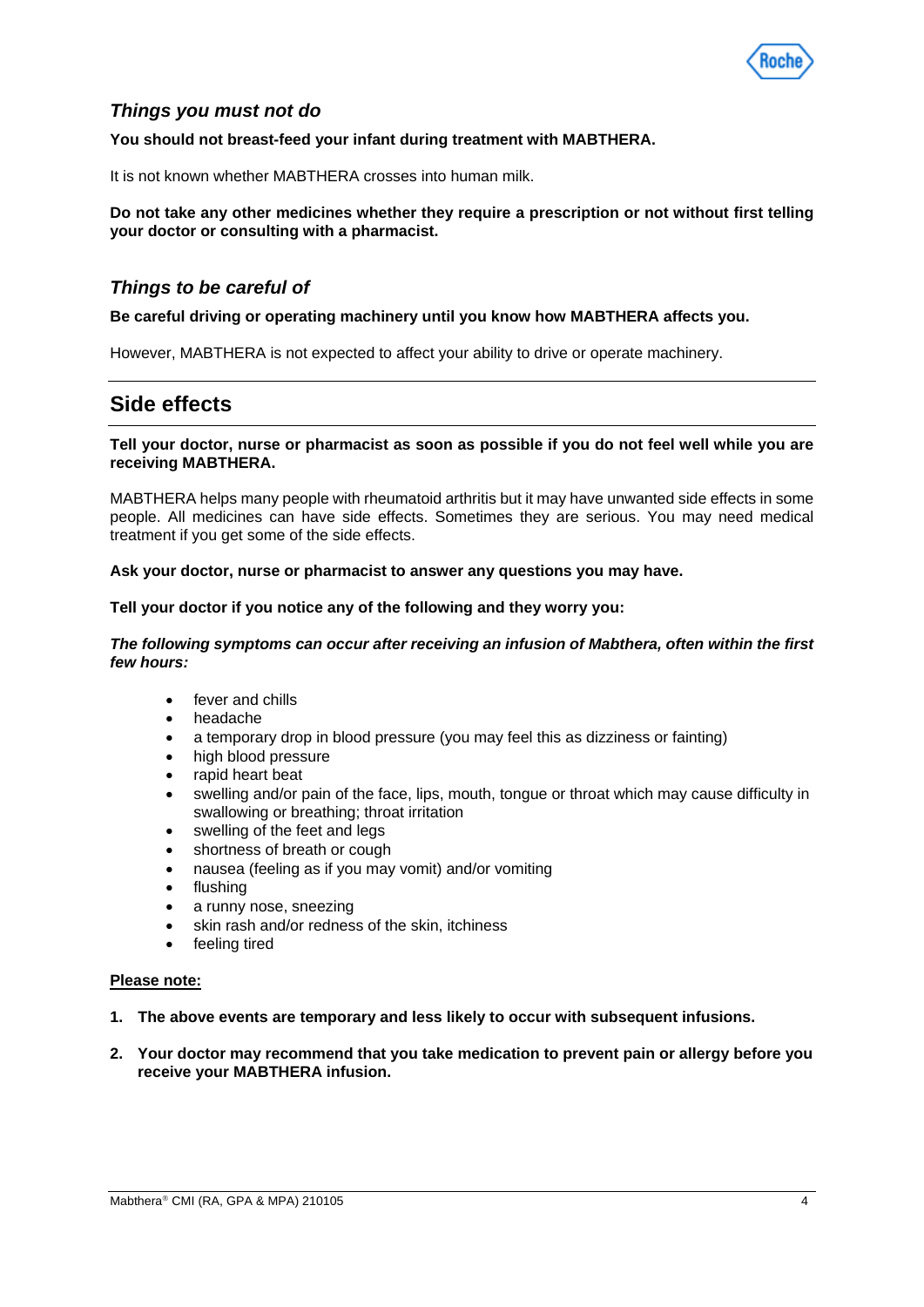### *Things you must not do*

**You should not breast-feed your infant during treatment with MABTHERA.**

It is not known whether MABTHERA crosses into human milk.

**Do not take any other medicines whether they require a prescription or not without first telling your doctor or consulting with a pharmacist.**

### *Things to be careful of*

**Be careful driving or operating machinery until you know how MABTHERA affects you.**

However, MABTHERA is not expected to affect your ability to drive or operate machinery.

## Side effects

**Tell your doctor, nurse or pharmacist as soon as possible if you do not feel well while you are receiving MABTHERA.**

MABTHERA helps many people with rheumatoid arthritis but it may have unwanted side effects in some people. All medicines can have side effects. Sometimes they are serious. You may need medical treatment if you get some of the side effects.

**Ask your doctor, nurse or pharmacist to answer any questions you may have.**

**Tell your doctor if you notice any of the following and they worry you:**

***The following symptoms can occur after receiving an infusion of Mabthera, often within the first few hours:***

- fever and chills
- headache
- a temporary drop in blood pressure (you may feel this as dizziness or fainting)
- high blood pressure
- rapid heart beat
- swelling and/or pain of the face, lips, mouth, tongue or throat which may cause difficulty in swallowing or breathing; throat irritation
- swelling of the feet and legs
- shortness of breath or cough
- nausea (feeling as if you may vomit) and/or vomiting
- flushing
- a runny nose, sneezing
- skin rash and/or redness of the skin, itchiness
- feeling tired

**<u>Please note:</u>**

1. **The above events are temporary and less likely to occur with subsequent infusions.**
2. **Your doctor may recommend that you take medication to prevent pain or allergy before you receive your MABTHERA infusion.**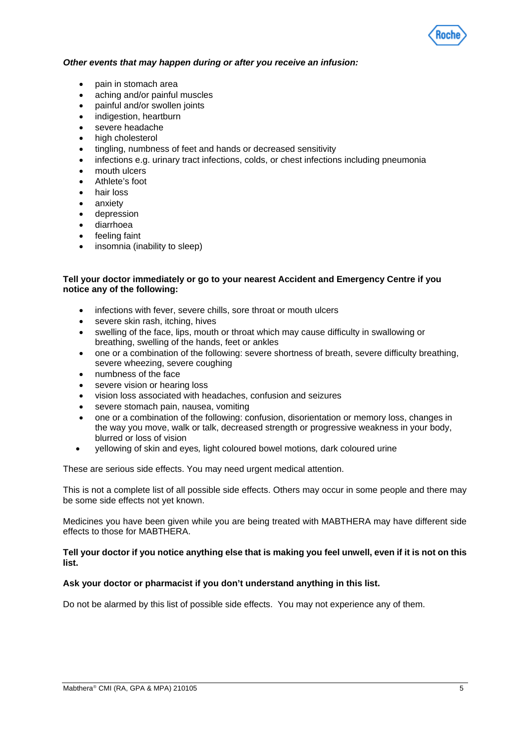***Other events that may happen during or after you receive an infusion:***

- pain in stomach area
- aching and/or painful muscles
- painful and/or swollen joints
- indigestion, heartburn
- severe headache
- high cholesterol
- tingling, numbness of feet and hands or decreased sensitivity
- infections e.g. urinary tract infections, colds, or chest infections including pneumonia
- mouth ulcers
- Athlete's foot
- hair loss
- anxiety
- depression
- diarrhoea
- feeling faint
- insomnia (inability to sleep)

**Tell your doctor immediately or go to your nearest Accident and Emergency Centre if you notice any of the following:**

- infections with fever, severe chills, sore throat or mouth ulcers
- severe skin rash, itching, hives
- swelling of the face, lips, mouth or throat which may cause difficulty in swallowing or breathing, swelling of the hands, feet or ankles
- one or a combination of the following: severe shortness of breath, severe difficulty breathing, severe wheezing, severe coughing
- numbness of the face
- severe vision or hearing loss
- vision loss associated with headaches, confusion and seizures
- severe stomach pain, nausea, vomiting
- one or a combination of the following: confusion, disorientation or memory loss, changes in the way you move, walk or talk, decreased strength or progressive weakness in your body, blurred or loss of vision
- yellowing of skin and eyes*,* light coloured bowel motions*,* dark coloured urine

These are serious side effects. You may need urgent medical attention.

This is not a complete list of all possible side effects. Others may occur in some people and there may be some side effects not yet known.

Medicines you have been given while you are being treated with MABTHERA may have different side effects to those for MABTHERA.

**Tell your doctor if you notice anything else that is making you feel unwell, even if it is not on this list.**

**Ask your doctor or pharmacist if you don't understand anything in this list.**

Do not be alarmed by this list of possible side effects. You may not experience any of them.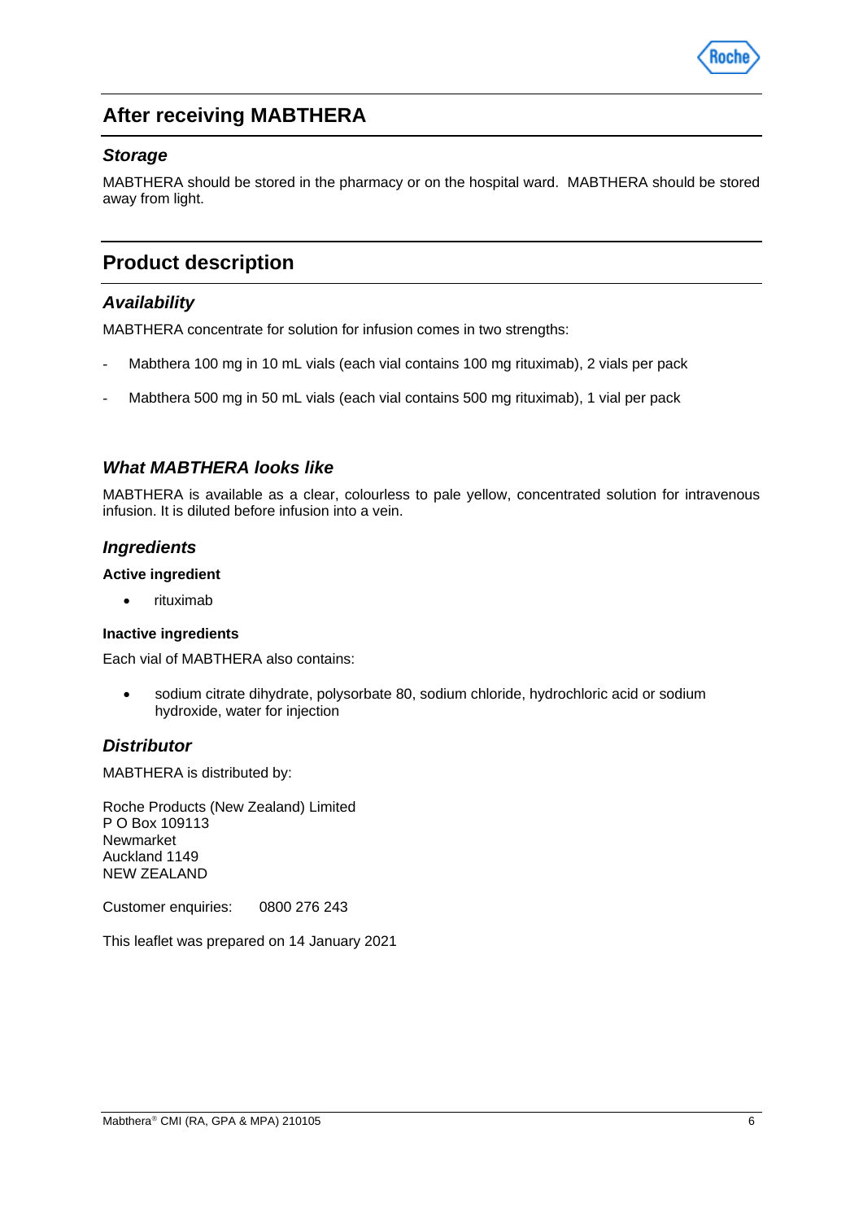## After receiving MABTHERA

### *Storage*

MABTHERA should be stored in the pharmacy or on the hospital ward. MABTHERA should be stored away from light.

## Product description

### *Availability*

MABTHERA concentrate for solution for infusion comes in two strengths:

- Mabthera 100 mg in 10 mL vials (each vial contains 100 mg rituximab), 2 vials per pack
- Mabthera 500 mg in 50 mL vials (each vial contains 500 mg rituximab), 1 vial per pack

### *What MABTHERA looks like*

MABTHERA is available as a clear, colourless to pale yellow, concentrated solution for intravenous infusion. It is diluted before infusion into a vein.

### *Ingredients*

**Active ingredient**

- rituximab

**Inactive ingredients**

Each vial of MABTHERA also contains:

- sodium citrate dihydrate, polysorbate 80, sodium chloride, hydrochloric acid or sodium hydroxide, water for injection

### *Distributor*

MABTHERA is distributed by:

Roche Products (New Zealand) Limited
P O Box 109113
Newmarket
Auckland 1149
NEW ZEALAND

Customer enquiries: 0800 276 243

This leaflet was prepared on 14 January 2021